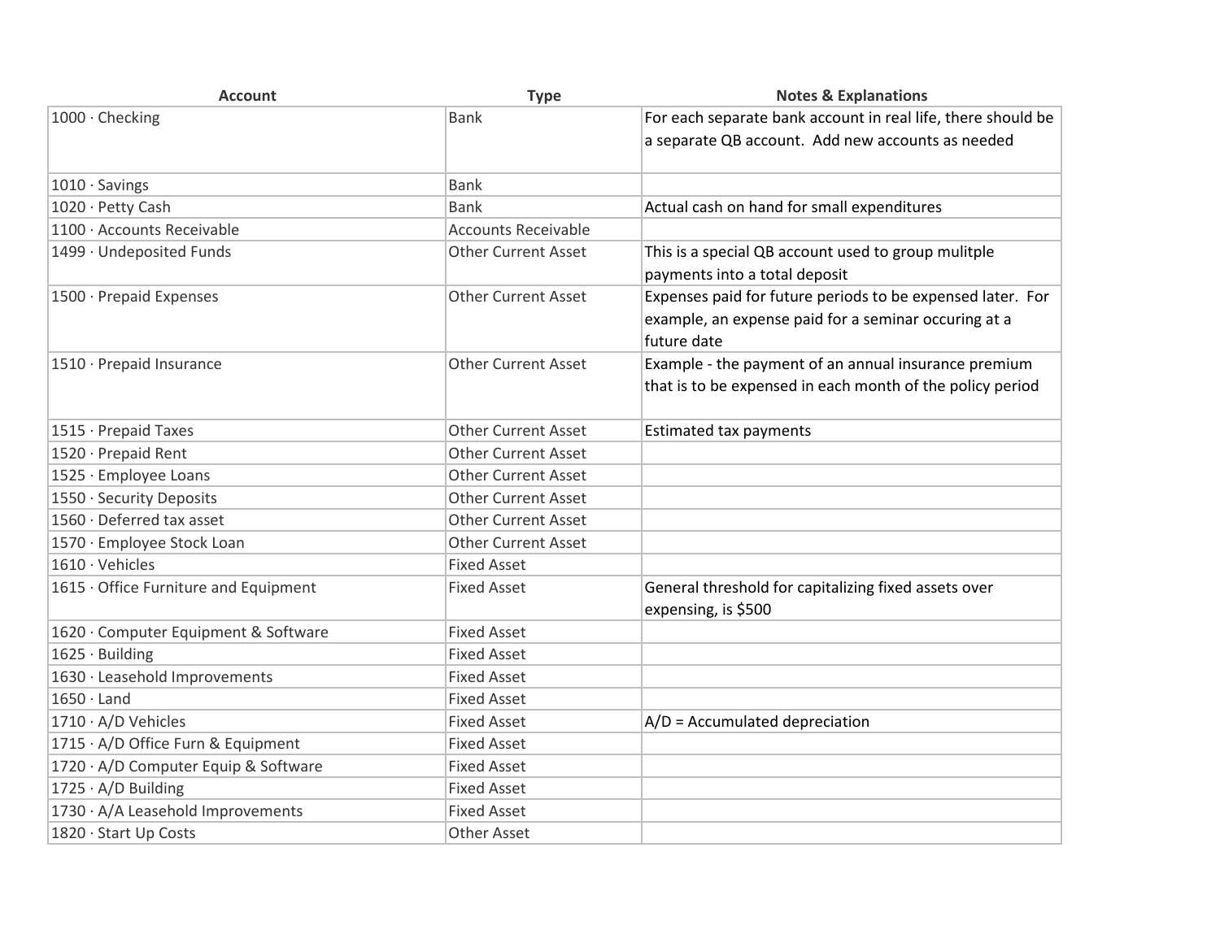| Account | Type | Notes & Explanations |
| --- | --- | --- |
| 1000 · Checking | Bank | For each separate bank account in real life, there should be a separate QB account. Add new accounts as needed |
| 1010 · Savings | Bank | |
| 1020 · Petty Cash | Bank | Actual cash on hand for small expenditures |
| 1100 · Accounts Receivable | Accounts Receivable | |
| 1499 · Undeposited Funds | Other Current Asset | This is a special QB account used to group mulitple payments into a total deposit |
| 1500 · Prepaid Expenses | Other Current Asset | Expenses paid for future periods to be expensed later. For example, an expense paid for a seminar occuring at a future date |
| 1510 · Prepaid Insurance | Other Current Asset | Example - the payment of an annual insurance premium that is to be expensed in each month of the policy period |
| 1515 · Prepaid Taxes | Other Current Asset | Estimated tax payments |
| 1520 · Prepaid Rent | Other Current Asset | |
| 1525 · Employee Loans | Other Current Asset | |
| 1550 · Security Deposits | Other Current Asset | |
| 1560 · Deferred tax asset | Other Current Asset | |
| 1570 · Employee Stock Loan | Other Current Asset | |
| 1610 · Vehicles | Fixed Asset | |
| 1615 · Office Furniture and Equipment | Fixed Asset | General threshold for capitalizing fixed assets over expensing, is $500 |
| 1620 · Computer Equipment & Software | Fixed Asset | |
| 1625 · Building | Fixed Asset | |
| 1630 · Leasehold Improvements | Fixed Asset | |
| 1650 · Land | Fixed Asset | |
| 1710 · A/D Vehicles | Fixed Asset | A/D = Accumulated depreciation |
| 1715 · A/D Office Furn & Equipment | Fixed Asset | |
| 1720 · A/D Computer Equip & Software | Fixed Asset | |
| 1725 · A/D Building | Fixed Asset | |
| 1730 · A/A Leasehold Improvements | Fixed Asset | |
| 1820 · Start Up Costs | Other Asset | |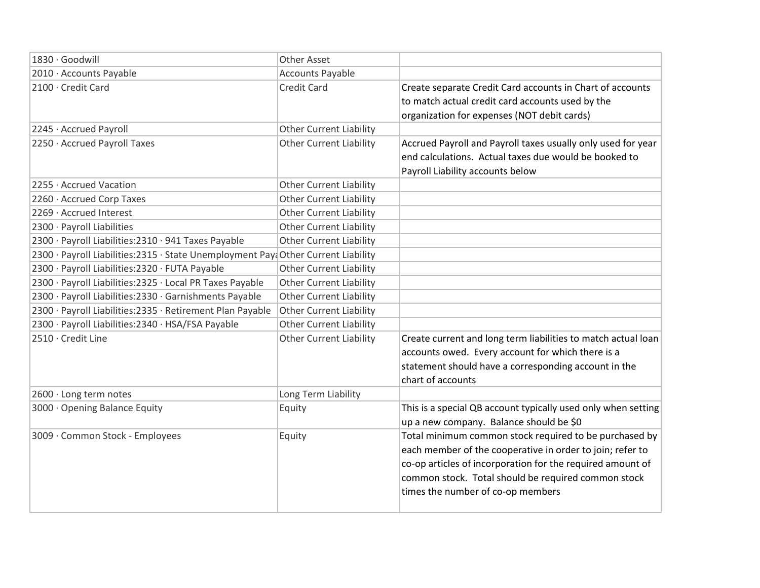| 1830 · Goodwill | Other Asset | |
|---|---|---|
| 2010 · Accounts Payable | Accounts Payable | |
| 2100 · Credit Card | Credit Card | Create separate Credit Card accounts in Chart of accounts to match actual credit card accounts used by the organization for expenses (NOT debit cards) |
| 2245 · Accrued Payroll | Other Current Liability | |
| 2250 · Accrued Payroll Taxes | Other Current Liability | Accrued Payroll and Payroll taxes usually only used for year end calculations. Actual taxes due would be booked to Payroll Liability accounts below |
| 2255 · Accrued Vacation | Other Current Liability | |
| 2260 · Accrued Corp Taxes | Other Current Liability | |
| 2269 · Accrued Interest | Other Current Liability | |
| 2300 · Payroll Liabilities | Other Current Liability | |
| 2300 · Payroll Liabilities:2310 · 941 Taxes Payable | Other Current Liability | |
| 2300 · Payroll Liabilities:2315 · State Unemployment Paya | Other Current Liability | |
| 2300 · Payroll Liabilities:2320 · FUTA Payable | Other Current Liability | |
| 2300 · Payroll Liabilities:2325 · Local PR Taxes Payable | Other Current Liability | |
| 2300 · Payroll Liabilities:2330 · Garnishments Payable | Other Current Liability | |
| 2300 · Payroll Liabilities:2335 · Retirement Plan Payable | Other Current Liability | |
| 2300 · Payroll Liabilities:2340 · HSA/FSA Payable | Other Current Liability | |
| 2510 · Credit Line | Other Current Liability | Create current and long term liabilities to match actual loan accounts owed. Every account for which there is a statement should have a corresponding account in the chart of accounts |
| 2600 · Long term notes | Long Term Liability | |
| 3000 · Opening Balance Equity | Equity | This is a special QB account typically used only when setting up a new company. Balance should be $0 |
| 3009 · Common Stock - Employees | Equity | Total minimum common stock required to be purchased by each member of the cooperative in order to join; refer to co-op articles of incorporation for the required amount of common stock. Total should be required common stock times the number of co-op members |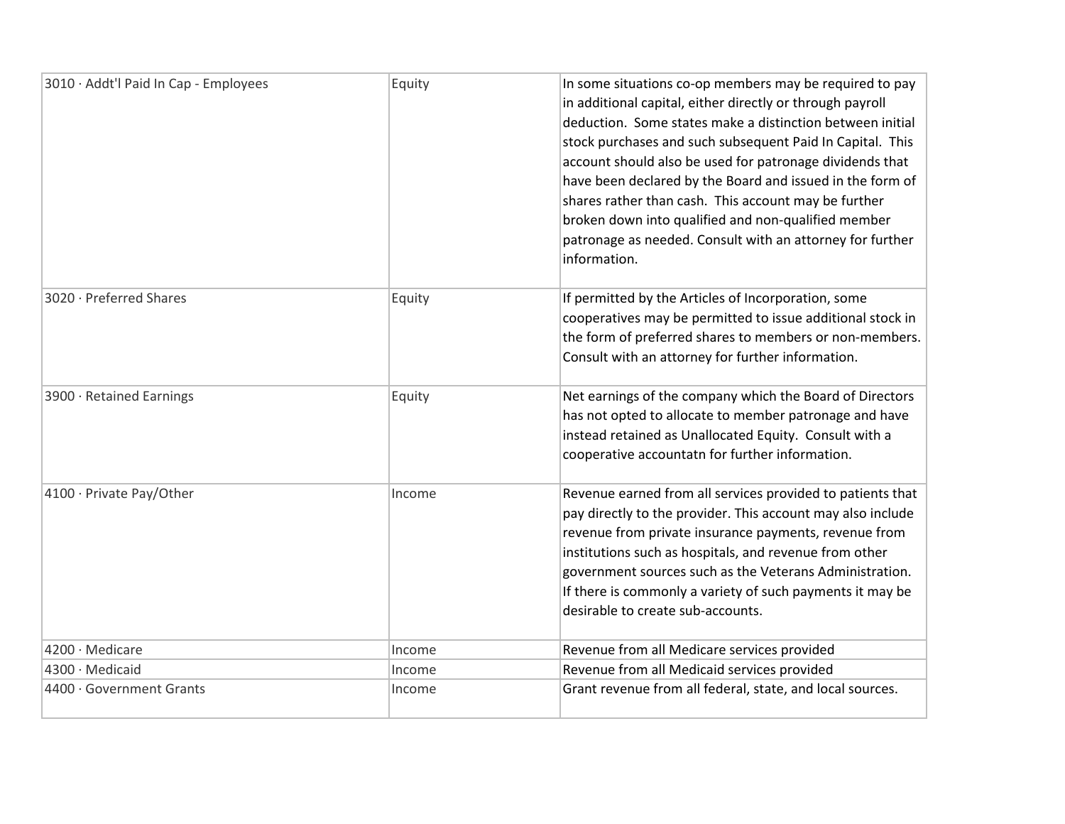| | | |
|---|---|---|
| 3010 · Addt'l Paid In Cap - Employees | Equity | In some situations co-op members may be required to pay in additional capital, either directly or through payroll deduction. Some states make a distinction between initial stock purchases and such subsequent Paid In Capital. This account should also be used for patronage dividends that have been declared by the Board and issued in the form of shares rather than cash. This account may be further broken down into qualified and non-qualified member patronage as needed. Consult with an attorney for further information. |
| 3020 · Preferred Shares | Equity | If permitted by the Articles of Incorporation, some cooperatives may be permitted to issue additional stock in the form of preferred shares to members or non-members. Consult with an attorney for further information. |
| 3900 · Retained Earnings | Equity | Net earnings of the company which the Board of Directors has not opted to allocate to member patronage and have instead retained as Unallocated Equity. Consult with a cooperative accountatn for further information. |
| 4100 · Private Pay/Other | Income | Revenue earned from all services provided to patients that pay directly to the provider. This account may also include revenue from private insurance payments, revenue from institutions such as hospitals, and revenue from other government sources such as the Veterans Administration. If there is commonly a variety of such payments it may be desirable to create sub-accounts. |
| 4200 · Medicare | Income | Revenue from all Medicare services provided |
| 4300 · Medicaid | Income | Revenue from all Medicaid services provided |
| 4400 · Government Grants | Income | Grant revenue from all federal, state, and local sources. |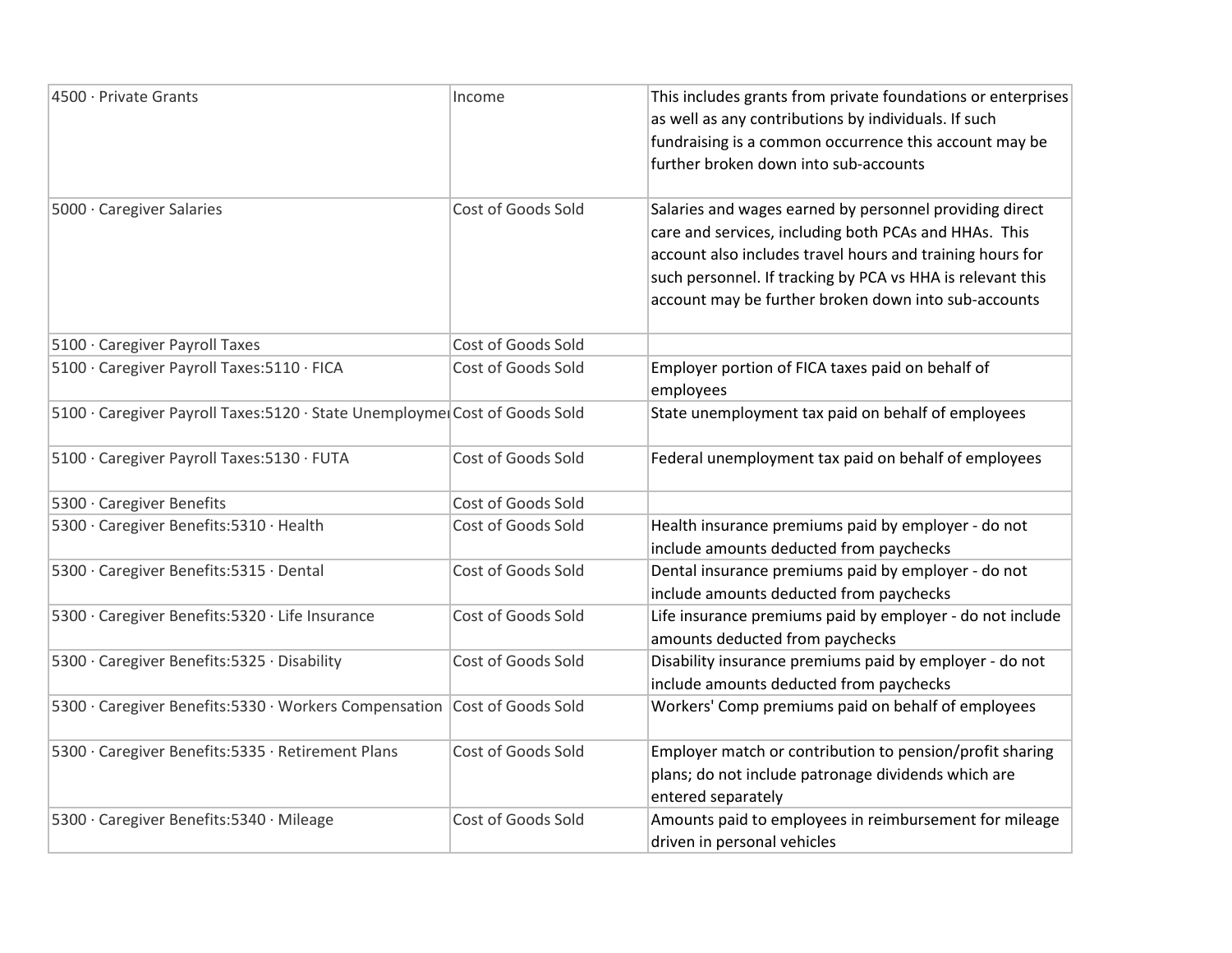| 4500 · Private Grants | Income | This includes grants from private foundations or enterprises as well as any contributions by individuals. If such fundraising is a common occurrence this account may be further broken down into sub-accounts |
|---|---|---|
| 5000 · Caregiver Salaries | Cost of Goods Sold | Salaries and wages earned by personnel providing direct care and services, including both PCAs and HHAs. This account also includes travel hours and training hours for such personnel. If tracking by PCA vs HHA is relevant this account may be further broken down into sub-accounts |
| 5100 · Caregiver Payroll Taxes | Cost of Goods Sold | |
| 5100 · Caregiver Payroll Taxes:5110 · FICA | Cost of Goods Sold | Employer portion of FICA taxes paid on behalf of employees |
| 5100 · Caregiver Payroll Taxes:5120 · State Unemployme | Cost of Goods Sold | State unemployment tax paid on behalf of employees |
| 5100 · Caregiver Payroll Taxes:5130 · FUTA | Cost of Goods Sold | Federal unemployment tax paid on behalf of employees |
| 5300 · Caregiver Benefits | Cost of Goods Sold | |
| 5300 · Caregiver Benefits:5310 · Health | Cost of Goods Sold | Health insurance premiums paid by employer - do not include amounts deducted from paychecks |
| 5300 · Caregiver Benefits:5315 · Dental | Cost of Goods Sold | Dental insurance premiums paid by employer - do not include amounts deducted from paychecks |
| 5300 · Caregiver Benefits:5320 · Life Insurance | Cost of Goods Sold | Life insurance premiums paid by employer - do not include amounts deducted from paychecks |
| 5300 · Caregiver Benefits:5325 · Disability | Cost of Goods Sold | Disability insurance premiums paid by employer - do not include amounts deducted from paychecks |
| 5300 · Caregiver Benefits:5330 · Workers Compensation | Cost of Goods Sold | Workers' Comp premiums paid on behalf of employees |
| 5300 · Caregiver Benefits:5335 · Retirement Plans | Cost of Goods Sold | Employer match or contribution to pension/profit sharing plans; do not include patronage dividends which are entered separately |
| 5300 · Caregiver Benefits:5340 · Mileage | Cost of Goods Sold | Amounts paid to employees in reimbursement for mileage driven in personal vehicles |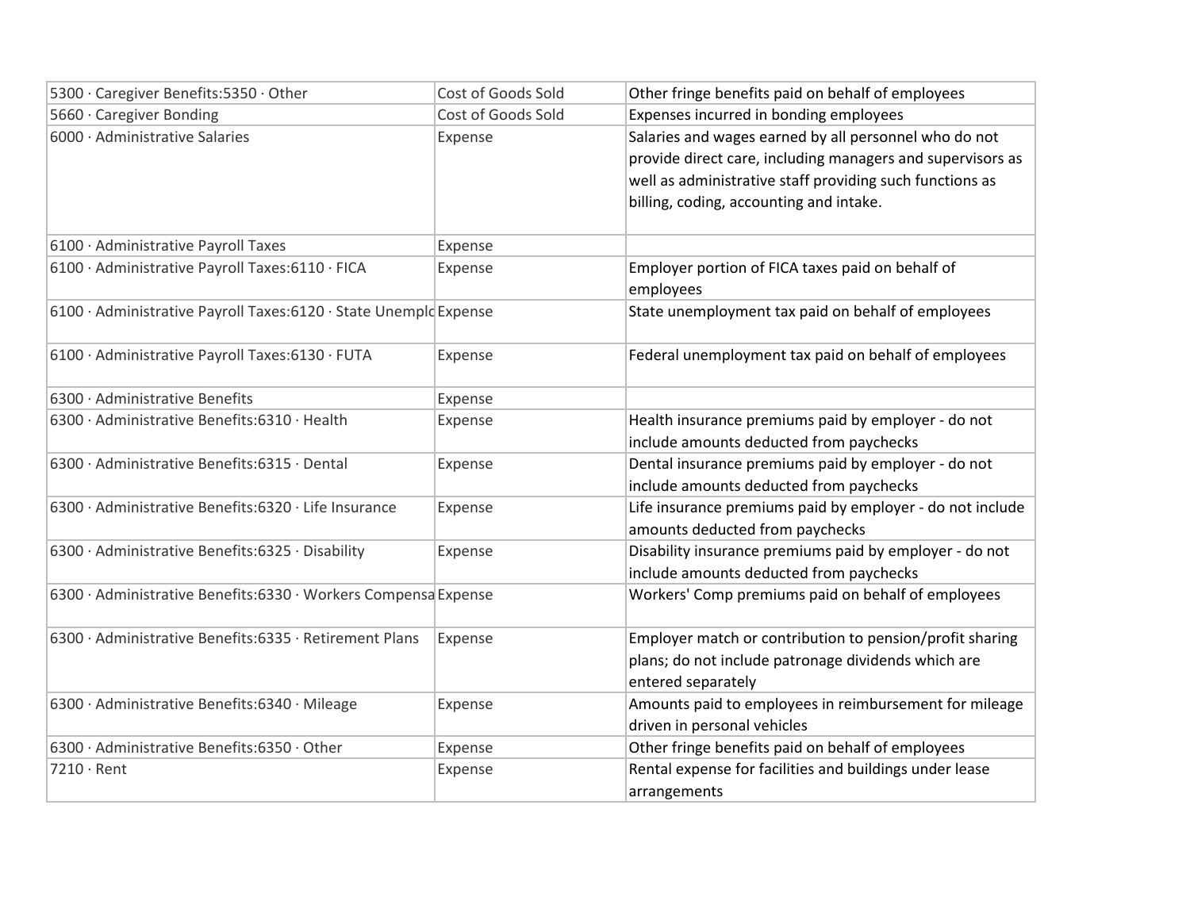| | | |
|---|---|---|
| 5300 · Caregiver Benefits:5350 · Other | Cost of Goods Sold | Other fringe benefits paid on behalf of employees |
| 5660 · Caregiver Bonding | Cost of Goods Sold | Expenses incurred in bonding employees |
| 6000 · Administrative Salaries | Expense | Salaries and wages earned by all personnel who do not provide direct care, including managers and supervisors as well as administrative staff providing such functions as billing, coding, accounting and intake. |
| 6100 · Administrative Payroll Taxes | Expense | |
| 6100 · Administrative Payroll Taxes:6110 · FICA | Expense | Employer portion of FICA taxes paid on behalf of employees |
| 6100 · Administrative Payroll Taxes:6120 · State Unemplo | Expense | State unemployment tax paid on behalf of employees |
| 6100 · Administrative Payroll Taxes:6130 · FUTA | Expense | Federal unemployment tax paid on behalf of employees |
| 6300 · Administrative Benefits | Expense | |
| 6300 · Administrative Benefits:6310 · Health | Expense | Health insurance premiums paid by employer - do not include amounts deducted from paychecks |
| 6300 · Administrative Benefits:6315 · Dental | Expense | Dental insurance premiums paid by employer - do not include amounts deducted from paychecks |
| 6300 · Administrative Benefits:6320 · Life Insurance | Expense | Life insurance premiums paid by employer - do not include amounts deducted from paychecks |
| 6300 · Administrative Benefits:6325 · Disability | Expense | Disability insurance premiums paid by employer - do not include amounts deducted from paychecks |
| 6300 · Administrative Benefits:6330 · Workers Compensa | Expense | Workers' Comp premiums paid on behalf of employees |
| 6300 · Administrative Benefits:6335 · Retirement Plans | Expense | Employer match or contribution to pension/profit sharing plans; do not include patronage dividends which are entered separately |
| 6300 · Administrative Benefits:6340 · Mileage | Expense | Amounts paid to employees in reimbursement for mileage driven in personal vehicles |
| 6300 · Administrative Benefits:6350 · Other | Expense | Other fringe benefits paid on behalf of employees |
| 7210 · Rent | Expense | Rental expense for facilities and buildings under lease arrangements |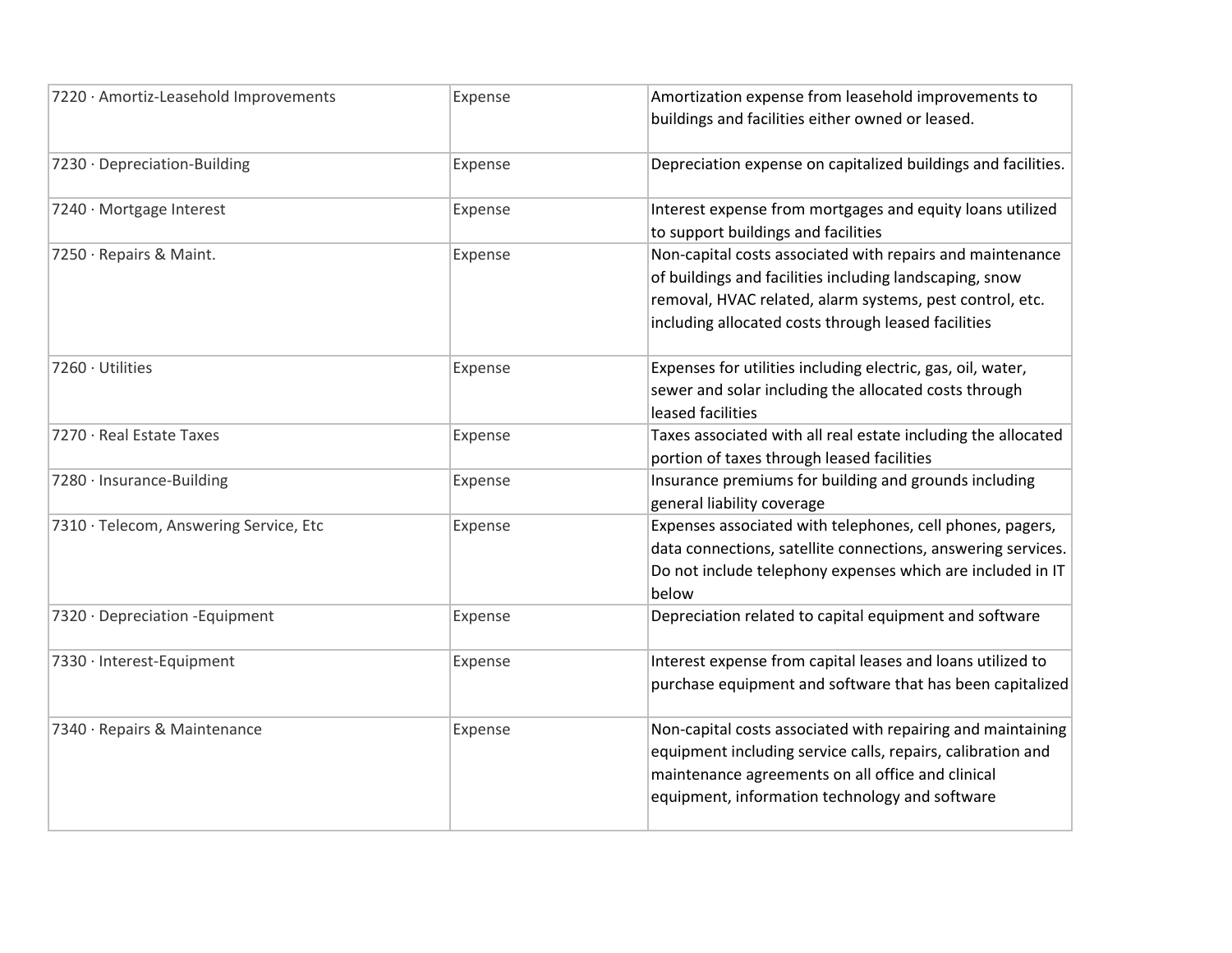| | | |
|---|---|---|
| 7220 · Amortiz-Leasehold Improvements | Expense | Amortization expense from leasehold improvements to buildings and facilities either owned or leased. |
| 7230 · Depreciation-Building | Expense | Depreciation expense on capitalized buildings and facilities. |
| 7240 · Mortgage Interest | Expense | Interest expense from mortgages and equity loans utilized to support buildings and facilities |
| 7250 · Repairs & Maint. | Expense | Non-capital costs associated with repairs and maintenance of buildings and facilities including landscaping, snow removal, HVAC related, alarm systems, pest control, etc. including allocated costs through leased facilities |
| 7260 · Utilities | Expense | Expenses for utilities including electric, gas, oil, water, sewer and solar including the allocated costs through leased facilities |
| 7270 · Real Estate Taxes | Expense | Taxes associated with all real estate including the allocated portion of taxes through leased facilities |
| 7280 · Insurance-Building | Expense | Insurance premiums for building and grounds including general liability coverage |
| 7310 · Telecom, Answering Service, Etc | Expense | Expenses associated with telephones, cell phones, pagers, data connections, satellite connections, answering services. Do not include telephony expenses which are included in IT below |
| 7320 · Depreciation -Equipment | Expense | Depreciation related to capital equipment and software |
| 7330 · Interest-Equipment | Expense | Interest expense from capital leases and loans utilized to purchase equipment and software that has been capitalized |
| 7340 · Repairs & Maintenance | Expense | Non-capital costs associated with repairing and maintaining equipment including service calls, repairs, calibration and maintenance agreements on all office and clinical equipment, information technology and software |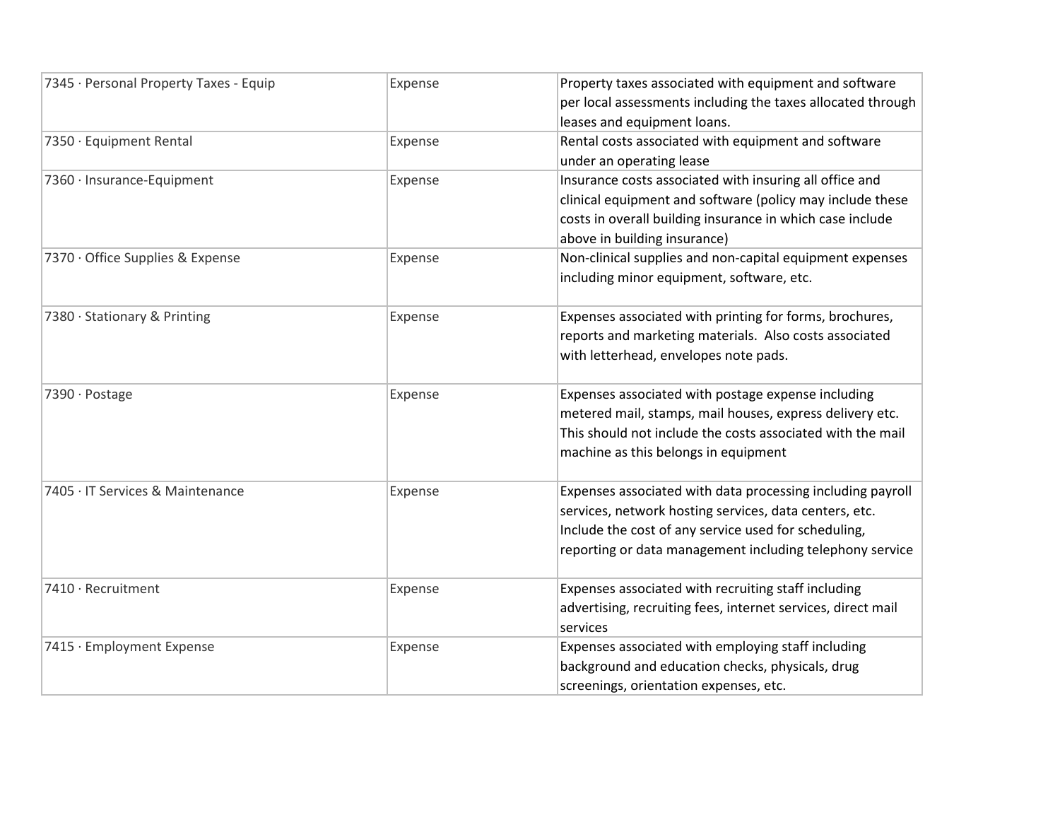| | | |
|---|---|---|
| 7345 · Personal Property Taxes - Equip | Expense | Property taxes associated with equipment and software per local assessments including the taxes allocated through leases and equipment loans. |
| 7350 · Equipment Rental | Expense | Rental costs associated with equipment and software under an operating lease |
| 7360 · Insurance-Equipment | Expense | Insurance costs associated with insuring all office and clinical equipment and software (policy may include these costs in overall building insurance in which case include above in building insurance) |
| 7370 · Office Supplies & Expense | Expense | Non-clinical supplies and non-capital equipment expenses including minor equipment, software, etc. |
| 7380 · Stationary & Printing | Expense | Expenses associated with printing for forms, brochures, reports and marketing materials. Also costs associated with letterhead, envelopes note pads. |
| 7390 · Postage | Expense | Expenses associated with postage expense including metered mail, stamps, mail houses, express delivery etc. This should not include the costs associated with the mail machine as this belongs in equipment |
| 7405 · IT Services & Maintenance | Expense | Expenses associated with data processing including payroll services, network hosting services, data centers, etc. Include the cost of any service used for scheduling, reporting or data management including telephony service |
| 7410 · Recruitment | Expense | Expenses associated with recruiting staff including advertising, recruiting fees, internet services, direct mail services |
| 7415 · Employment Expense | Expense | Expenses associated with employing staff including background and education checks, physicals, drug screenings, orientation expenses, etc. |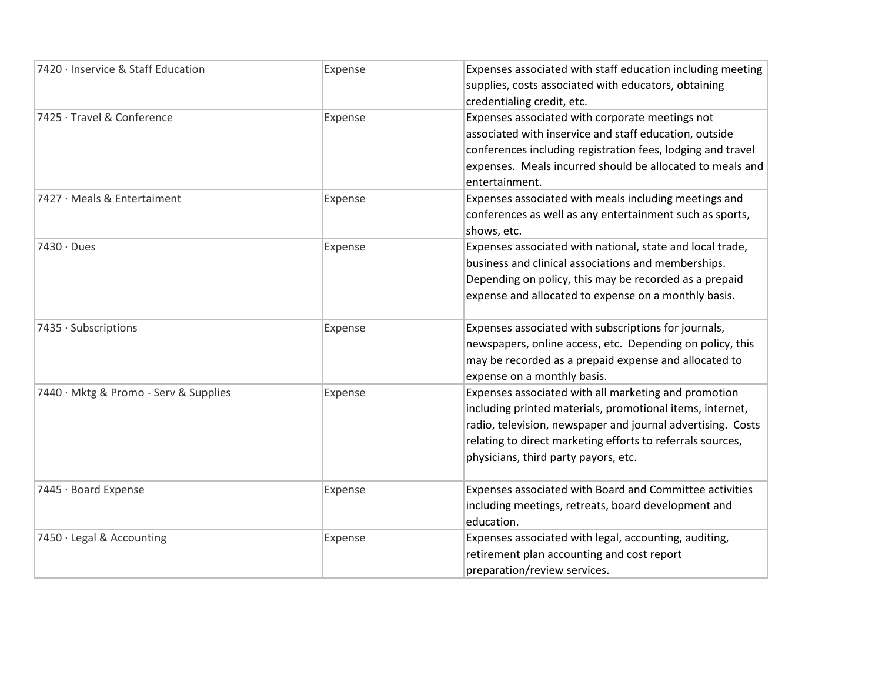| | | |
|---|---|---|
| 7420 · Inservice & Staff Education | Expense | Expenses associated with staff education including meeting supplies, costs associated with educators, obtaining credentialing credit, etc. |
| 7425 · Travel & Conference | Expense | Expenses associated with corporate meetings not associated with inservice and staff education, outside conferences including registration fees, lodging and travel expenses. Meals incurred should be allocated to meals and entertainment. |
| 7427 · Meals & Entertaiment | Expense | Expenses associated with meals including meetings and conferences as well as any entertainment such as sports, shows, etc. |
| 7430 · Dues | Expense | Expenses associated with national, state and local trade, business and clinical associations and memberships. Depending on policy, this may be recorded as a prepaid expense and allocated to expense on a monthly basis. |
| 7435 · Subscriptions | Expense | Expenses associated with subscriptions for journals, newspapers, online access, etc. Depending on policy, this may be recorded as a prepaid expense and allocated to expense on a monthly basis. |
| 7440 · Mktg & Promo - Serv & Supplies | Expense | Expenses associated with all marketing and promotion including printed materials, promotional items, internet, radio, television, newspaper and journal advertising. Costs relating to direct marketing efforts to referrals sources, physicians, third party payors, etc. |
| 7445 · Board Expense | Expense | Expenses associated with Board and Committee activities including meetings, retreats, board development and education. |
| 7450 · Legal & Accounting | Expense | Expenses associated with legal, accounting, auditing, retirement plan accounting and cost report preparation/review services. |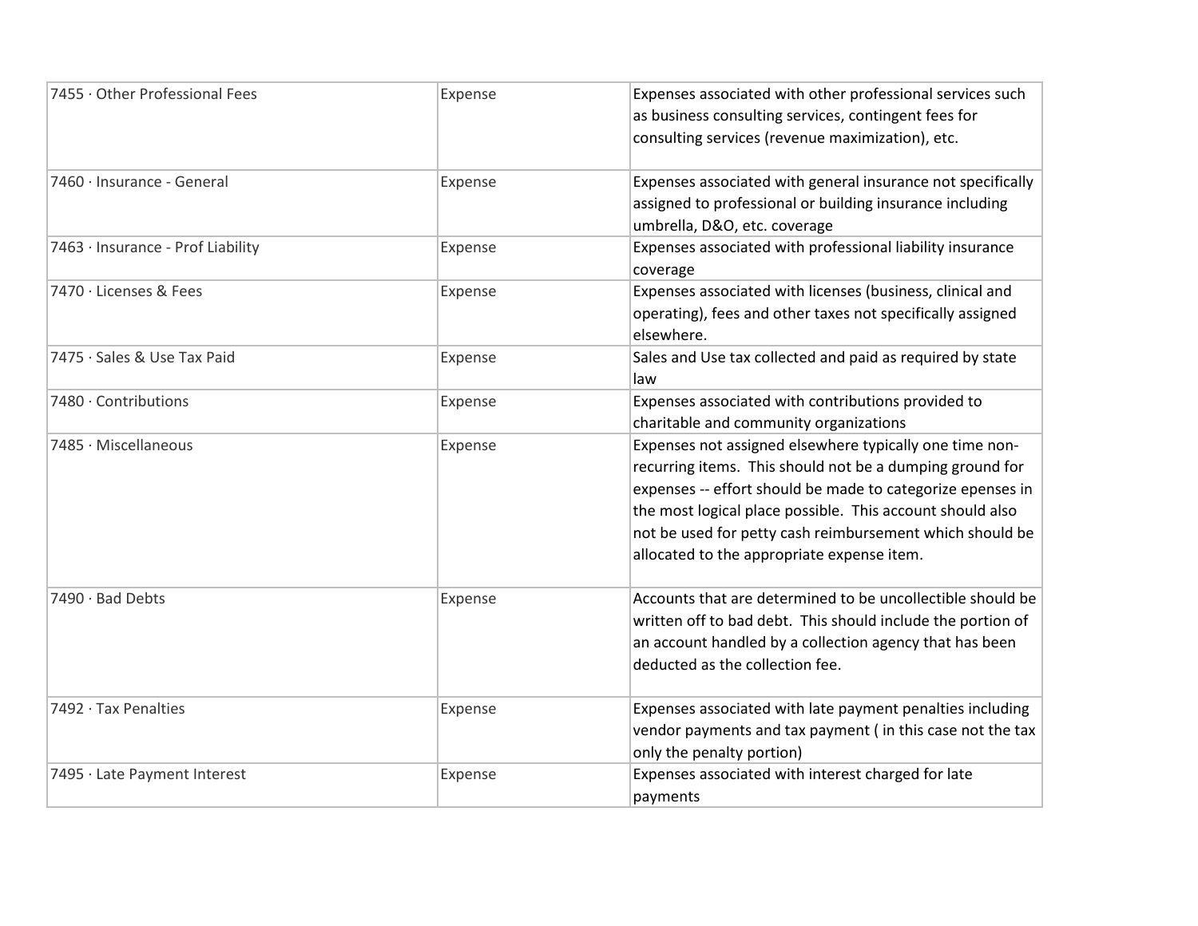| 7455 · Other Professional Fees | Expense | Expenses associated with other professional services such as business consulting services, contingent fees for consulting services (revenue maximization), etc. |
|---|---|---|
| 7460 · Insurance - General | Expense | Expenses associated with general insurance not specifically assigned to professional or building insurance including umbrella, D&O, etc. coverage |
| 7463 · Insurance - Prof Liability | Expense | Expenses associated with professional liability insurance coverage |
| 7470 · Licenses & Fees | Expense | Expenses associated with licenses (business, clinical and operating), fees and other taxes not specifically assigned elsewhere. |
| 7475 · Sales & Use Tax Paid | Expense | Sales and Use tax collected and paid as required by state law |
| 7480 · Contributions | Expense | Expenses associated with contributions provided to charitable and community organizations |
| 7485 · Miscellaneous | Expense | Expenses not assigned elsewhere typically one time non-recurring items. This should not be a dumping ground for expenses -- effort should be made to categorize epenses in the most logical place possible. This account should also not be used for petty cash reimbursement which should be allocated to the appropriate expense item. |
| 7490 · Bad Debts | Expense | Accounts that are determined to be uncollectible should be written off to bad debt. This should include the portion of an account handled by a collection agency that has been deducted as the collection fee. |
| 7492 · Tax Penalties | Expense | Expenses associated with late payment penalties including vendor payments and tax payment ( in this case not the tax only the penalty portion) |
| 7495 · Late Payment Interest | Expense | Expenses associated with interest charged for late payments |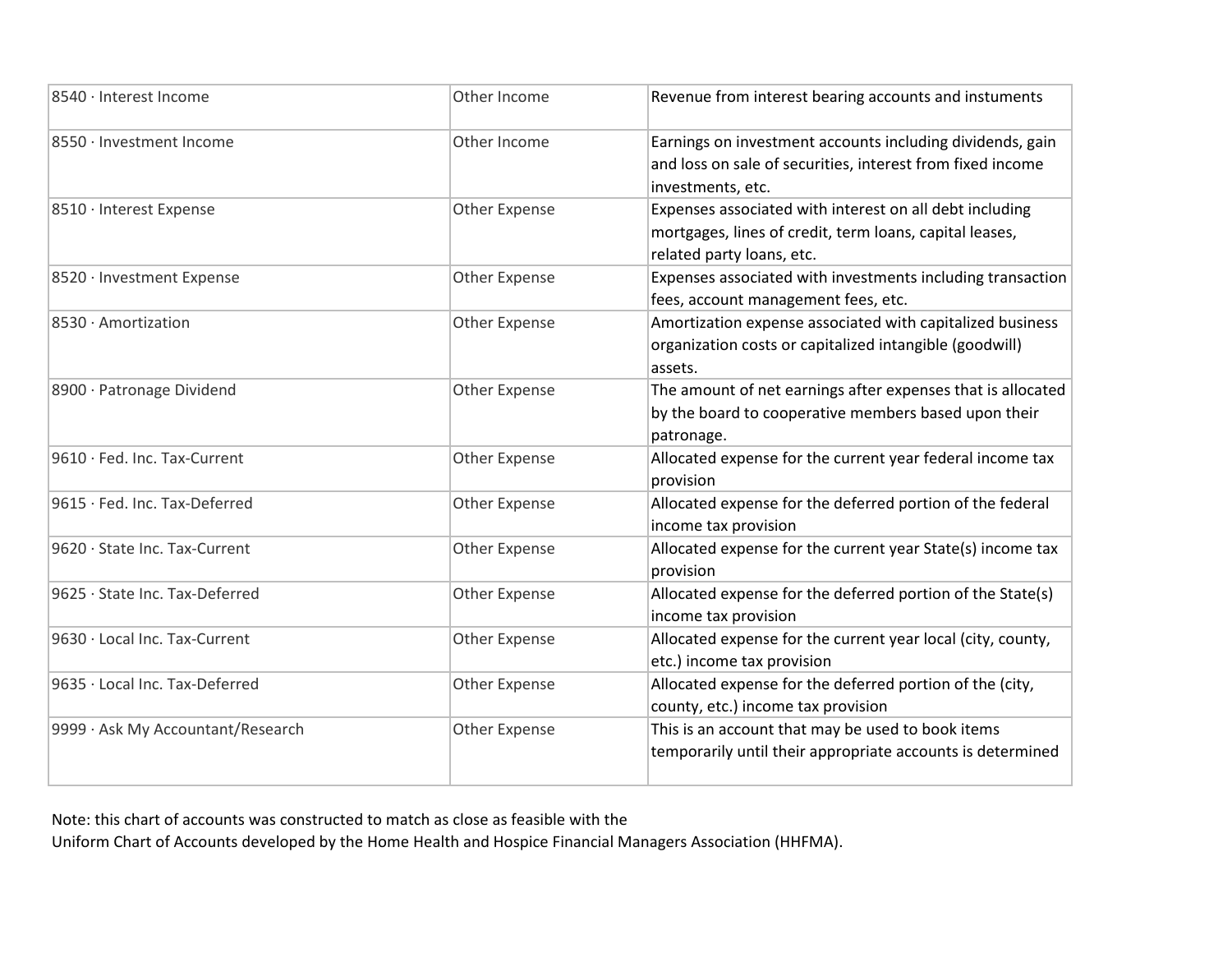| | | |
|---|---|---|
| 8540 · Interest Income | Other Income | Revenue from interest bearing accounts and instuments |
| 8550 · Investment Income | Other Income | Earnings on investment accounts including dividends, gain and loss on sale of securities, interest from fixed income investments, etc. |
| 8510 · Interest Expense | Other Expense | Expenses associated with interest on all debt including mortgages, lines of credit, term loans, capital leases, related party loans, etc. |
| 8520 · Investment Expense | Other Expense | Expenses associated with investments including transaction fees, account management fees, etc. |
| 8530 · Amortization | Other Expense | Amortization expense associated with capitalized business organization costs or capitalized intangible (goodwill) assets. |
| 8900 · Patronage Dividend | Other Expense | The amount of net earnings after expenses that is allocated by the board to cooperative members based upon their patronage. |
| 9610 · Fed. Inc. Tax-Current | Other Expense | Allocated expense for the current year federal income tax provision |
| 9615 · Fed. Inc. Tax-Deferred | Other Expense | Allocated expense for the deferred portion of the federal income tax provision |
| 9620 · State Inc. Tax-Current | Other Expense | Allocated expense for the current year State(s) income tax provision |
| 9625 · State Inc. Tax-Deferred | Other Expense | Allocated expense for the deferred portion of the State(s) income tax provision |
| 9630 · Local Inc. Tax-Current | Other Expense | Allocated expense for the current year local (city, county, etc.) income tax provision |
| 9635 · Local Inc. Tax-Deferred | Other Expense | Allocated expense for the deferred portion of the (city, county, etc.) income tax provision |
| 9999 · Ask My Accountant/Research | Other Expense | This is an account that may be used to book items temporarily until their appropriate accounts is determined |

Note: this chart of accounts was constructed to match as close as feasible with the
Uniform Chart of Accounts developed by the Home Health and Hospice Financial Managers Association (HHFMA).